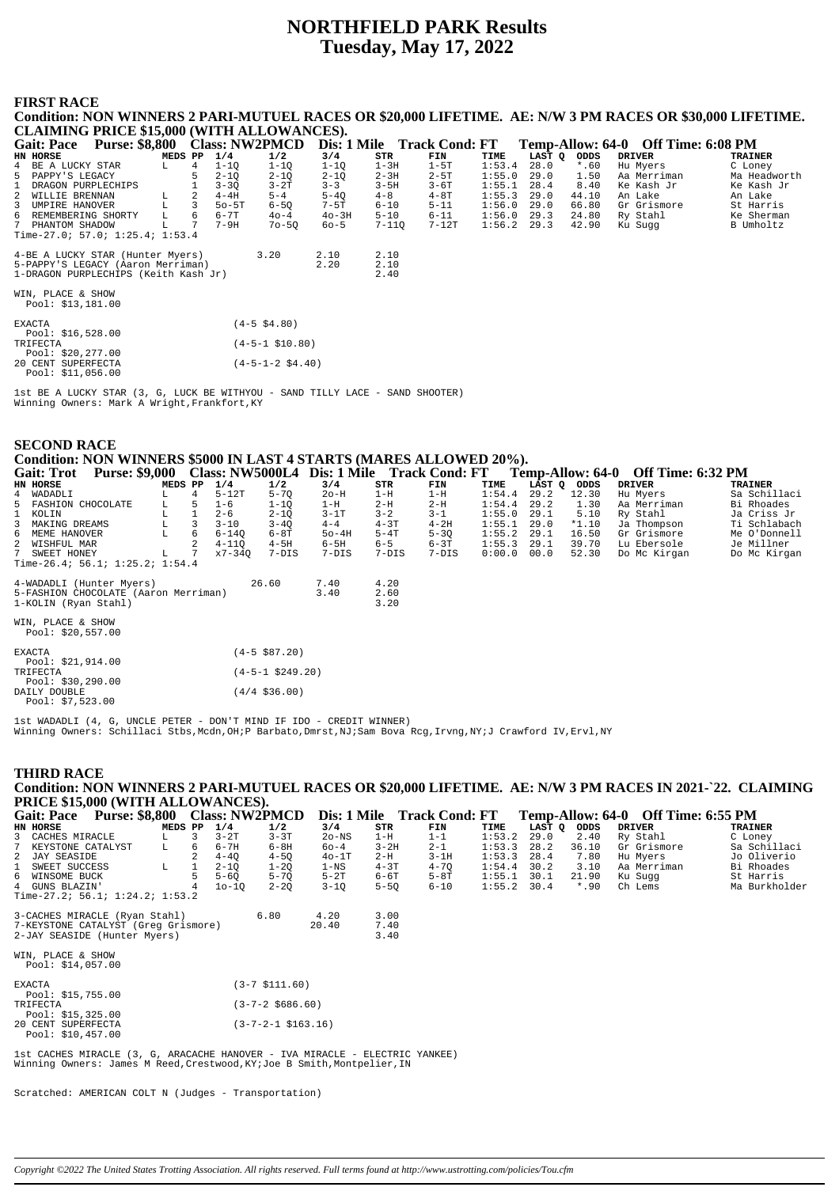# NORTHFIELD PARK Results
# Tuesday, May 17, 2022

## FIRST RACE

**Condition: NON WINNERS 2 PARI-MUTUEL RACES OR $20,000 LIFETIME. AE: N/W 3 PM RACES OR $30,000 LIFETIME. CLAIMING PRICE $15,000 (WITH ALLOWANCES).**

**Gait: Pace Purse: $8,800 Class: NW2PMCD Dis: 1 Mile Track Cond: FT Temp-Allow: 64-0 Off Time: 6:08 PM**

| HN | HORSE | MEDS | PP | 1/4 | 1/2 | 3/4 | STR | FIN | TIME | LAST Q | ODDS | DRIVER | TRAINER |
|---|---|---|---|---|---|---|---|---|---|---|---|---|---|
| 4 | BE A LUCKY STAR | L | 4 | 1-1Q | 1-1Q | 1-1Q | 1-3H | 1-5T | 1:53.4 | 28.0 | *.60 | Hu Myers | C Loney |
| 5 | PAPPY'S LEGACY | | 5 | 2-1Q | 2-1Q | 2-1Q | 2-3H | 2-5T | 1:55.0 | 29.0 | 1.50 | Aa Merriman | Ma Headworth |
| 1 | DRAGON PURPLECHIPS | | 1 | 3-3Q | 3-2T | 3-3 | 3-5H | 3-6T | 1:55.1 | 28.4 | 8.40 | Ke Kash Jr | Ke Kash Jr |
| 2 | WILLIE BRENNAN | L | 2 | 4-4H | 5-4 | 5-4Q | 4-8 | 4-8T | 1:55.3 | 29.0 | 44.10 | An Lake | An Lake |
| 3 | UMPIRE HANOVER | L | 3 | 5o-5T | 6-5Q | 7-5T | 6-10 | 5-11 | 1:56.0 | 29.0 | 66.80 | Gr Grismore | St Harris |
| 6 | REMEMBERING SHORTY | L | 6 | 6-7T | 4o-4 | 4o-3H | 5-10 | 6-11 | 1:56.0 | 29.3 | 24.80 | Ry Stahl | Ke Sherman |
| 7 | PHANTOM SHADOW | L | 7 | 7-9H | 7o-5Q | 6o-5 | 7-11Q | 7-12T | 1:56.2 | 29.3 | 42.90 | Ku Sugg | B Umholtz |

Time-27.0; 57.0; 1:25.4; 1:53.4

| | | | |
|---|---|---|---|
| 4-BE A LUCKY STAR (Hunter Myers) | 3.20 | 2.10 | 2.10 |
| 5-PAPPY'S LEGACY (Aaron Merriman) | | 2.20 | 2.10 |
| 1-DRAGON PURPLECHIPS (Keith Kash Jr) | | | 2.40 |

WIN, PLACE & SHOW
Pool: $13,181.00

EXACTA (4-5 $4.80)
Pool: $16,528.00
TRIFECTA (4-5-1 $10.80)
Pool: $20,277.00
20 CENT SUPERFECTA (4-5-1-2 $4.40)
Pool: $11,056.00

1st BE A LUCKY STAR (3, G, LUCK BE WITHYOU - SAND TILLY LACE - SAND SHOOTER)
Winning Owners: Mark A Wright,Frankfort,KY

## SECOND RACE

**Condition: NON WINNERS $5000 IN LAST 4 STARTS (MARES ALLOWED 20%).**

**Gait: Trot Purse: $9,000 Class: NW5000L4 Dis: 1 Mile Track Cond: FT Temp-Allow: 64-0 Off Time: 6:32 PM**

| HN | HORSE | MEDS | PP | 1/4 | 1/2 | 3/4 | STR | FIN | TIME | LAST Q | ODDS | DRIVER | TRAINER |
|---|---|---|---|---|---|---|---|---|---|---|---|---|---|
| 4 | WADADLI | L | 4 | 5-12T | 5-7Q | 2o-H | 1-H | 1-H | 1:54.4 | 29.2 | 12.30 | Hu Myers | Sa Schillaci |
| 5 | FASHION CHOCOLATE | L | 5 | 1-6 | 1-1Q | 1-H | 2-H | 2-H | 1:54.4 | 29.2 | 1.30 | Aa Merriman | Bi Rhoades |
| 1 | KOLIN | L | 1 | 2-6 | 2-1Q | 3-1T | 3-2 | 3-1 | 1:55.0 | 29.1 | 5.10 | Ry Stahl | Ja Criss Jr |
| 3 | MAKING DREAMS | L | 3 | 3-10 | 3-4Q | 4-4 | 4-3T | 4-2H | 1:55.1 | 29.0 | *1.10 | Ja Thompson | Ti Schlabach |
| 6 | MEME HANOVER | L | 6 | 6-14Q | 6-8T | 5o-4H | 5-4T | 5-3Q | 1:55.2 | 29.1 | 16.50 | Gr Grismore | Me O'Donnell |
| 2 | WISHFUL MAR | | 2 | 4-11Q | 4-5H | 6-5H | 6-5 | 6-3T | 1:55.3 | 29.1 | 39.70 | Lu Ebersole | Je Millner |
| 7 | SWEET HONEY | L | 7 | x7-34Q | 7-DIS | 7-DIS | 7-DIS | 7-DIS | 0:00.0 | 00.0 | 52.30 | Do Mc Kirgan | Do Mc Kirgan |

Time-26.4; 56.1; 1:25.2; 1:54.4

| | | | |
|---|---|---|---|
| 4-WADADLI (Hunter Myers) | 26.60 | 7.40 | 4.20 |
| 5-FASHION CHOCOLATE (Aaron Merriman) | | 3.40 | 2.60 |
| 1-KOLIN (Ryan Stahl) | | | 3.20 |

WIN, PLACE & SHOW
Pool: $20,557.00

EXACTA (4-5 $87.20)
Pool: $21,914.00
TRIFECTA (4-5-1 $249.20)
Pool: $30,290.00
DAILY DOUBLE (4/4 $36.00)
Pool: $7,523.00

1st WADADLI (4, G, UNCLE PETER - DON'T MIND IF IDO - CREDIT WINNER)
Winning Owners: Schillaci Stbs,Mcdn,OH;P Barbato,Dmrst,NJ;Sam Bova Rcg,Irvng,NY;J Crawford IV,Ervl,NY

## THIRD RACE

**Condition: NON WINNERS 2 PARI-MUTUEL RACES OR $20,000 LIFETIME. AE: N/W 3 PM RACES IN 2021-`22. CLAIMING PRICE $15,000 (WITH ALLOWANCES).**

**Gait: Pace Purse: $8,800 Class: NW2PMCD Dis: 1 Mile Track Cond: FT Temp-Allow: 64-0 Off Time: 6:55 PM**

| HN | HORSE | MEDS | PP | 1/4 | 1/2 | 3/4 | STR | FIN | TIME | LAST Q | ODDS | DRIVER | TRAINER |
|---|---|---|---|---|---|---|---|---|---|---|---|---|---|
| 3 | CACHES MIRACLE | L | 3 | 3-2T | 3-3T | 2o-NS | 1-H | 1-1 | 1:53.2 | 29.0 | 2.40 | Ry Stahl | C Loney |
| 7 | KEYSTONE CATALYST | L | 6 | 6-7H | 6-8H | 6o-4 | 3-2H | 2-1 | 1:53.3 | 28.2 | 36.10 | Gr Grismore | Sa Schillaci |
| 2 | JAY SEASIDE | | 2 | 4-4Q | 4-5Q | 4o-1T | 2-H | 3-1H | 1:53.3 | 28.4 | 7.80 | Hu Myers | Jo Oliverio |
| 1 | SWEET SUCCESS | L | 1 | 2-1Q | 1-2Q | 1-NS | 4-3T | 4-7Q | 1:54.4 | 30.2 | 3.10 | Aa Merriman | Bi Rhoades |
| 6 | WINSOME BUCK | | 5 | 5-6Q | 5-7Q | 5-2T | 6-6T | 5-8T | 1:55.1 | 30.1 | 21.90 | Ku Sugg | St Harris |
| 4 | GUNS BLAZIN' | | 4 | 1o-1Q | 2-2Q | 3-1Q | 5-5Q | 6-10 | 1:55.2 | 30.4 | *.90 | Ch Lems | Ma Burkholder |

Time-27.2; 56.1; 1:24.2; 1:53.2

| | | | |
|---|---|---|---|
| 3-CACHES MIRACLE (Ryan Stahl) | 6.80 | 4.20 | 3.00 |
| 7-KEYSTONE CATALYST (Greg Grismore) | | 20.40 | 7.40 |
| 2-JAY SEASIDE (Hunter Myers) | | | 3.40 |

WIN, PLACE & SHOW
Pool: $14,057.00

EXACTA (3-7 $111.60)
Pool: $15,755.00
TRIFECTA (3-7-2 $686.60)
Pool: $15,325.00
20 CENT SUPERFECTA (3-7-2-1 $163.16)
Pool: $10,457.00

1st CACHES MIRACLE (3, G, ARACACHE HANOVER - IVA MIRACLE - ELECTRIC YANKEE)
Winning Owners: James M Reed,Crestwood,KY;Joe B Smith,Montpelier,IN

Scratched: AMERICAN COLT N (Judges - Transportation)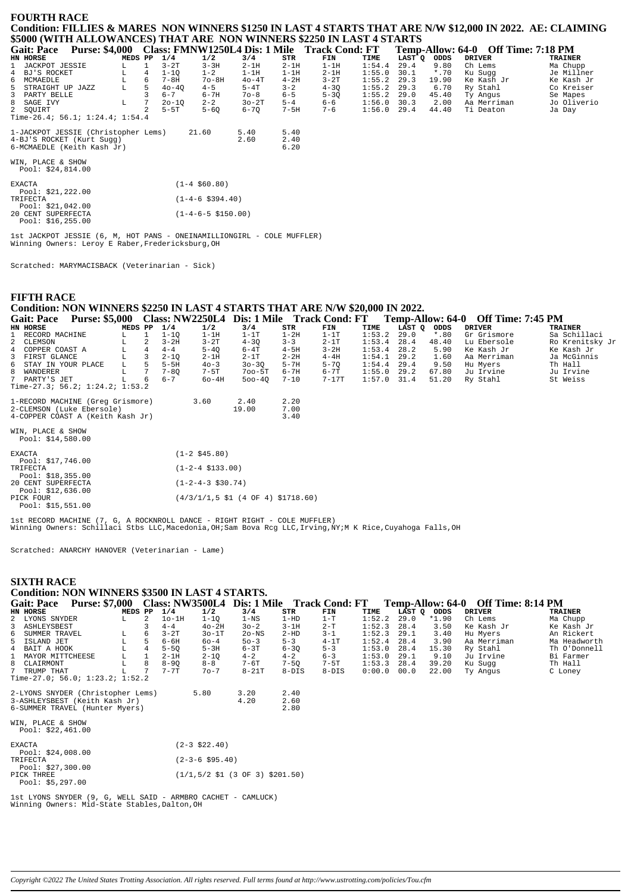## FOURTH RACE

**Condition: FILLIES & MARES NON WINNERS $1250 IN LAST 4 STARTS THAT ARE N/W $12,000 IN 2022. AE: CLAIMING $5000 (WITH ALLOWANCES) THAT ARE NON WINNERS $2250 IN LAST 4 STARTS**

**Gait: Pace Purse: $4,000 Class: FMNW1250L4 Dis: 1 Mile Track Cond: FT Temp-Allow: 64-0 Off Time: 7:18 PM**

| HN | HORSE | MEDS | PP | 1/4 | 1/2 | 3/4 | STR | FIN | TIME | LAST Q | ODDS | DRIVER | TRAINER |
|---|---|---|---|---|---|---|---|---|---|---|---|---|---|
| 1 | JACKPOT JESSIE | L | 1 | 3-2T | 3-3H | 2-1H | 2-1H | 1-1H | 1:54.4 | 29.4 | 9.80 | Ch Lems | Ma Chupp |
| 4 | BJ'S ROCKET | L | 4 | 1-1Q | 1-2 | 1-1H | 1-1H | 2-1H | 1:55.0 | 30.1 | *.70 | Ku Sugg | Je Millner |
| 6 | MCMAEDLE | L | 6 | 7-8H | 7o-8H | 4o-4T | 4-2H | 3-2T | 1:55.2 | 29.3 | 19.90 | Ke Kash Jr | Ke Kash Jr |
| 5 | STRAIGHT UP JAZZ | L | 5 | 4o-4Q | 4-5 | 5-4T | 3-2 | 4-3Q | 1:55.2 | 29.3 | 6.70 | Ry Stahl | Co Kreiser |
| 3 | PARTY BELLE | | 3 | 6-7 | 6-7H | 7o-8 | 6-5 | 5-3Q | 1:55.2 | 29.0 | 45.40 | Ty Angus | Se Mapes |
| 8 | SAGE IVY | L | 7 | 2o-1Q | 2-2 | 3o-2T | 5-4 | 6-6 | 1:56.0 | 30.3 | 2.00 | Aa Merriman | Jo Oliverio |
| 2 | SQUIRT | | 2 | 5-5T | 5-6Q | 6-7Q | 7-5H | 7-6 | 1:56.0 | 29.4 | 44.40 | Ti Deaton | Ja Day |

Time-26.4; 56.1; 1:24.4; 1:54.4

| | Win | Place | Show |
|---|---|---|---|
| 1-JACKPOT JESSIE (Christopher Lems) | 21.60 | 5.40 | 5.40 |
| 4-BJ'S ROCKET (Kurt Sugg) | | 2.60 | 2.40 |
| 6-MCMAEDLE (Keith Kash Jr) | | | 6.20 |

WIN, PLACE & SHOW
Pool: $24,814.00

EXACTA (1-4 $60.80)
Pool: $21,222.00
TRIFECTA (1-4-6 $394.40)
Pool: $21,042.00
20 CENT SUPERFECTA (1-4-6-5 $150.00)
Pool: $16,255.00

1st JACKPOT JESSIE (6, M, HOT PANS - ONEINAMILLIONGIRL - COLE MUFFLER)
Winning Owners: Leroy E Raber,Fredericksburg,OH

Scratched: MARYMACISBACK (Veterinarian - Sick)

## FIFTH RACE

**Condition: NON WINNERS $2250 IN LAST 4 STARTS THAT ARE N/W $20,000 IN 2022.**

**Gait: Pace Purse: $5,000 Class: NW2250L4 Dis: 1 Mile Track Cond: FT Temp-Allow: 64-0 Off Time: 7:45 PM**

| HN | HORSE | MEDS | PP | 1/4 | 1/2 | 3/4 | STR | FIN | TIME | LAST Q | ODDS | DRIVER | TRAINER |
|---|---|---|---|---|---|---|---|---|---|---|---|---|---|
| 1 | RECORD MACHINE | L | 1 | 1-1Q | 1-1H | 1-1T | 1-2H | 1-1T | 1:53.2 | 29.0 | *.80 | Gr Grismore | Sa Schillaci |
| 2 | CLEMSON | L | 2 | 3-2H | 3-2T | 4-3Q | 3-3 | 2-1T | 1:53.4 | 28.4 | 48.40 | Lu Ebersole | Ro Krenitsky Jr |
| 4 | COPPER COAST A | L | 4 | 4-4 | 5-4Q | 6-4T | 4-5H | 3-2H | 1:53.4 | 28.2 | 5.90 | Ke Kash Jr | Ke Kash Jr |
| 3 | FIRST GLANCE | L | 3 | 2-1Q | 2-1H | 2-1T | 2-2H | 4-4H | 1:54.1 | 29.2 | 1.60 | Aa Merriman | Ja McGinnis |
| 6 | STAY IN YOUR PLACE | L | 5 | 5-5H | 4o-3 | 3o-3Q | 5-7H | 5-7Q | 1:54.4 | 29.4 | 9.50 | Hu Myers | Th Hall |
| 8 | WANDERER | L | 7 | 7-8Q | 7-5T | 7oo-5T | 6-7H | 6-7T | 1:55.0 | 29.2 | 67.80 | Ju Irvine | Ju Irvine |
| 7 | PARTY'S JET | L | 6 | 6-7 | 6o-4H | 5oo-4Q | 7-10 | 7-17T | 1:57.0 | 31.4 | 51.20 | Ry Stahl | St Weiss |

Time-27.3; 56.2; 1:24.2; 1:53.2

| | Win | Place | Show |
|---|---|---|---|
| 1-RECORD MACHINE (Greg Grismore) | 3.60 | 2.40 | 2.20 |
| 2-CLEMSON (Luke Ebersole) | | 19.00 | 7.00 |
| 4-COPPER COAST A (Keith Kash Jr) | | | 3.40 |

WIN, PLACE & SHOW
Pool: $14,580.00

EXACTA (1-2 $45.80)
Pool: $17,746.00
TRIFECTA (1-2-4 $133.00)
Pool: $18,355.00
20 CENT SUPERFECTA (1-2-4-3 $30.74)
Pool: $12,636.00
PICK FOUR (4/3/1/1,5 $1 (4 OF 4) $1718.60)
Pool: $15,551.00

1st RECORD MACHINE (7, G, A ROCKNROLL DANCE - RIGHT RIGHT - COLE MUFFLER)
Winning Owners: Schillaci Stbs LLC,Macedonia,OH;Sam Bova Rcg LLC,Irving,NY;M K Rice,Cuyahoga Falls,OH

Scratched: ANARCHY HANOVER (Veterinarian - Lame)

## SIXTH RACE

**Condition: NON WINNERS $3500 IN LAST 4 STARTS.**

**Gait: Pace Purse: $7,000 Class: NW3500L4 Dis: 1 Mile Track Cond: FT Temp-Allow: 64-0 Off Time: 8:14 PM**

| HN | HORSE | MEDS | PP | 1/4 | 1/2 | 3/4 | STR | FIN | TIME | LAST Q | ODDS | DRIVER | TRAINER |
|---|---|---|---|---|---|---|---|---|---|---|---|---|---|
| 2 | LYONS SNYDER | L | 2 | 1o-1H | 1-1Q | 1-NS | 1-HD | 1-T | 1:52.2 | 29.0 | *1.90 | Ch Lems | Ma Chupp |
| 3 | ASHLEYSBEST | | 3 | 4-4 | 4o-2H | 3o-2 | 3-1H | 2-T | 1:52.3 | 28.4 | 3.50 | Ke Kash Jr | Ke Kash Jr |
| 6 | SUMMER TRAVEL | L | 6 | 3-2T | 3o-1T | 2o-NS | 2-HD | 3-1 | 1:52.3 | 29.1 | 3.40 | Hu Myers | An Rickert |
| 5 | ISLAND JET | L | 5 | 6-6H | 6o-4 | 5o-3 | 5-3 | 4-1T | 1:52.4 | 28.4 | 3.90 | Aa Merriman | Ma Headworth |
| 4 | BAIT A HOOK | L | 4 | 5-5Q | 5-3H | 6-3T | 6-3Q | 5-3 | 1:53.0 | 28.4 | 15.30 | Ry Stahl | Th O'Donnell |
| 1 | MAYOR MITTCHEESE | L | 1 | 2-1H | 2-1Q | 4-2 | 4-2 | 6-3 | 1:53.0 | 29.1 | 9.10 | Ju Irvine | Bi Farmer |
| 8 | CLAIRMONT | L | 8 | 8-9Q | 8-8 | 7-6T | 7-5Q | 7-5T | 1:53.3 | 28.4 | 39.20 | Ku Sugg | Th Hall |
| 7 | TRUMP THAT | L | 7 | 7-7T | 7o-7 | 8-21T | 8-DIS | 8-DIS | 0:00.0 | 00.0 | 22.00 | Ty Angus | C Loney |

Time-27.0; 56.0; 1:23.2; 1:52.2

| | Win | Place | Show |
|---|---|---|---|
| 2-LYONS SNYDER (Christopher Lems) | 5.80 | 3.20 | 2.40 |
| 3-ASHLEYSBEST (Keith Kash Jr) | | 4.20 | 2.60 |
| 6-SUMMER TRAVEL (Hunter Myers) | | | 2.80 |

WIN, PLACE & SHOW
Pool: $22,461.00

EXACTA (2-3 $22.40)
Pool: $24,008.00
TRIFECTA (2-3-6 $95.40)
Pool: $27,300.00
PICK THREE (1/1,5/2 $1 (3 OF 3) $201.50)
Pool: $5,297.00

1st LYONS SNYDER (9, G, WELL SAID - ARMBRO CACHET - CAMLUCK)
Winning Owners: Mid-State Stables,Dalton,OH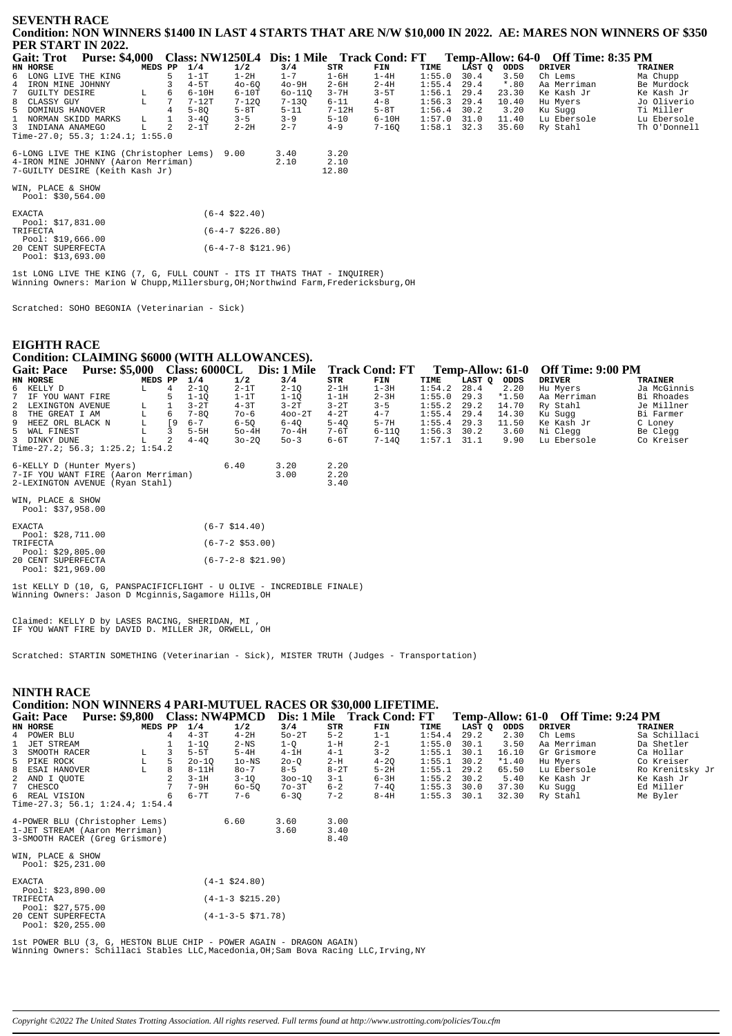## SEVENTH RACE

### Condition: NON WINNERS $1400 IN LAST 4 STARTS THAT ARE N/W $10,000 IN 2022. AE: MARES NON WINNERS OF $350 PER START IN 2022.

**Gait: Trot Purse: $4,000 Class: NW1250L4 Dis: 1 Mile Track Cond: FT Temp-Allow: 64-0 Off Time: 8:35 PM**

| HN | HORSE | MEDS | PP | 1/4 | 1/2 | 3/4 | STR | FIN | TIME | LAST Q | ODDS | DRIVER | TRAINER |
|---|---|---|---|---|---|---|---|---|---|---|---|---|---|
| 6 | LONG LIVE THE KING | | 5 | 1-1T | 1-2H | 1-7 | 1-6H | 1-4H | 1:55.0 | 30.4 | 3.50 | Ch Lems | Ma Chupp |
| 4 | IRON MINE JOHNNY | | 3 | 4-5T | 4o-6Q | 4o-9H | 2-6H | 2-4H | 1:55.4 | 29.4 | *.80 | Aa Merriman | Be Murdock |
| 7 | GUILTY DESIRE | L | 6 | 6-10H | 6-10T | 6o-11Q | 3-7H | 3-5T | 1:56.1 | 29.4 | 23.30 | Ke Kash Jr | Ke Kash Jr |
| 8 | CLASSY GUY | L | 7 | 7-12T | 7-12Q | 7-13Q | 6-11 | 4-8 | 1:56.3 | 29.4 | 10.40 | Hu Myers | Jo Oliverio |
| 5 | DOMINUS HANOVER | | 4 | 5-8Q | 5-8T | 5-11 | 7-12H | 5-8T | 1:56.4 | 30.2 | 3.20 | Ku Sugg | Ti Miller |
| 1 | NORMAN SKIDD MARKS | L | 1 | 3-4Q | 3-5 | 3-9 | 5-10 | 6-10H | 1:57.0 | 31.0 | 11.40 | Lu Ebersole | Lu Ebersole |
| 3 | INDIANA ANAMEGO | L | 2 | 2-1T | 2-2H | 2-7 | 4-9 | 7-16Q | 1:58.1 | 32.3 | 35.60 | Ry Stahl | Th O'Donnell |

Time-27.0; 55.3; 1:24.1; 1:55.0

| | WIN | PLACE | SHOW |
|---|---|---|---|
| 6-LONG LIVE THE KING (Christopher Lems) | 9.00 | 3.40 | 3.20 |
| 4-IRON MINE JOHNNY (Aaron Merriman) | | 2.10 | 2.10 |
| 7-GUILTY DESIRE (Keith Kash Jr) | | | 12.80 |

WIN, PLACE & SHOW
Pool: $30,564.00

EXACTA (6-4 $22.40)
Pool: $17,831.00
TRIFECTA (6-4-7 $226.80)
Pool: $19,666.00
20 CENT SUPERFECTA (6-4-7-8 $121.96)
Pool: $13,693.00

1st LONG LIVE THE KING (7, G, FULL COUNT - ITS IT THATS THAT - INQUIRER)
Winning Owners: Marion W Chupp,Millersburg,OH;Northwind Farm,Fredericksburg,OH

Scratched: SOHO BEGONIA (Veterinarian - Sick)

## EIGHTH RACE

### Condition: CLAIMING $6000 (WITH ALLOWANCES).

**Gait: Pace Purse: $5,000 Class: 6000CL Dis: 1 Mile Track Cond: FT Temp-Allow: 61-0 Off Time: 9:00 PM**

| HN | HORSE | MEDS | PP | 1/4 | 1/2 | 3/4 | STR | FIN | TIME | LAST Q | ODDS | DRIVER | TRAINER |
|---|---|---|---|---|---|---|---|---|---|---|---|---|---|
| 6 | KELLY D | L | 4 | 2-1Q | 2-1T | 2-1Q | 2-1H | 1-3H | 1:54.2 | 28.4 | 2.20 | Hu Myers | Ja McGinnis |
| 7 | IF YOU WANT FIRE | | 5 | 1-1Q | 1-1T | 1-1Q | 1-1H | 2-3H | 1:55.0 | 29.3 | *1.50 | Aa Merriman | Bi Rhoades |
| 2 | LEXINGTON AVENUE | L | 1 | 3-2T | 4-3T | 3-2T | 3-2T | 3-5 | 1:55.2 | 29.2 | 14.70 | Ry Stahl | Je Millner |
| 8 | THE GREAT I AM | L | 6 | 7-8Q | 7o-6 | 4oo-2T | 4-2T | 4-7 | 1:55.4 | 29.4 | 14.30 | Ku Sugg | Bi Farmer |
| 9 | HEEZ ORL BLACK N | L | [9 | 6-7 | 6-5Q | 6-4Q | 5-4Q | 5-7H | 1:55.4 | 29.3 | 11.50 | Ke Kash Jr | C Loney |
| 5 | WAL FINEST | L | 3 | 5-5H | 5o-4H | 7o-4H | 7-6T | 6-11Q | 1:56.3 | 30.2 | 3.60 | Ni Clegg | Be Clegg |
| 3 | DINKY DUNE | L | 2 | 4-4Q | 3o-2Q | 5o-3 | 6-6T | 7-14Q | 1:57.1 | 31.1 | 9.90 | Lu Ebersole | Co Kreiser |

Time-26.3; 56.3; 1:25.2; 1:54.2

| | WIN | PLACE | SHOW |
|---|---|---|---|
| 6-KELLY D (Hunter Myers) | 6.40 | 3.20 | 2.20 |
| 7-IF YOU WANT FIRE (Aaron Merriman) | | 3.00 | 2.20 |
| 2-LEXINGTON AVENUE (Ryan Stahl) | | | 3.40 |

WIN, PLACE & SHOW
Pool: $37,958.00

EXACTA (6-7 $14.40)
Pool: $28,711.00
TRIFECTA (6-7-2 $53.00)
Pool: $29,805.00
20 CENT SUPERFECTA (6-7-2-8 $21.90)
Pool: $21,969.00

1st KELLY D (10, G, PANSPACIFICFLIGHT - U OLIVE - INCREDIBLE FINALE)
Winning Owners: Jason D Mcginnis,Sagamore Hills,OH

Claimed: KELLY D by LASES RACING, SHERIDAN, MI ,
IF YOU WANT FIRE by DAVID D. MILLER JR, ORWELL, OH

Scratched: STARTIN SOMETHING (Veterinarian - Sick), MISTER TRUTH (Judges - Transportation)

## NINTH RACE

### Condition: NON WINNERS 4 PARI-MUTUEL RACES OR $30,000 LIFETIME.

**Gait: Pace Purse: $9,800 Class: NW4PMCD Dis: 1 Mile Track Cond: FT Temp-Allow: 61-0 Off Time: 9:24 PM**

| HN | HORSE | MEDS | PP | 1/4 | 1/2 | 3/4 | STR | FIN | TIME | LAST Q | ODDS | DRIVER | TRAINER |
|---|---|---|---|---|---|---|---|---|---|---|---|---|---|
| 4 | POWER BLU | | 4 | 4-3T | 4-2H | 5o-2T | 5-2 | 1-1 | 1:54.4 | 29.2 | 2.30 | Ch Lems | Sa Schillaci |
| 1 | JET STREAM | | 1 | 1-1Q | 2-NS | 1-Q | 1-H | 2-1 | 1:55.0 | 30.1 | 3.50 | Aa Merriman | Da Shetler |
| 3 | SMOOTH RACER | L | 3 | 5-5T | 5-4H | 4-1H | 4-1 | 3-2 | 1:55.1 | 30.1 | 16.10 | Gr Grismore | Ca Hollar |
| 5 | PIKE ROCK | L | 5 | 2o-1Q | 1o-NS | 2o-Q | 2-H | 4-2Q | 1:55.1 | 30.2 | *1.40 | Hu Myers | Co Kreiser |
| 8 | ESAI HANOVER | L | 8 | 8-11H | 8o-7 | 8-5 | 8-2T | 5-2H | 1:55.1 | 29.2 | 65.50 | Lu Ebersole | Ro Krenitsky Jr |
| 2 | AND I QUOTE | | 2 | 3-1H | 3-1Q | 3oo-1Q | 3-1 | 6-3H | 1:55.2 | 30.2 | 5.40 | Ke Kash Jr | Ke Kash Jr |
| 7 | CHESCO | | 7 | 7-9H | 6o-5Q | 7o-3T | 6-2 | 7-4Q | 1:55.3 | 30.0 | 37.30 | Ku Sugg | Ed Miller |
| 6 | REAL VISION | | 6 | 6-7T | 7-6 | 6-3Q | 7-2 | 8-4H | 1:55.3 | 30.1 | 32.30 | Ry Stahl | Me Byler |

Time-27.3; 56.1; 1:24.4; 1:54.4

| | WIN | PLACE | SHOW |
|---|---|---|---|
| 4-POWER BLU (Christopher Lems) | 6.60 | 3.60 | 3.00 |
| 1-JET STREAM (Aaron Merriman) | | 3.60 | 3.40 |
| 3-SMOOTH RACER (Greg Grismore) | | | 8.40 |

WIN, PLACE & SHOW
Pool: $25,231.00

EXACTA (4-1 $24.80)
Pool: $23,890.00
TRIFECTA (4-1-3 $215.20)
Pool: $27,575.00
20 CENT SUPERFECTA (4-1-3-5 $71.78)
Pool: $20,255.00

1st POWER BLU (3, G, HESTON BLUE CHIP - POWER AGAIN - DRAGON AGAIN)
Winning Owners: Schillaci Stables LLC,Macedonia,OH;Sam Bova Racing LLC,Irving,NY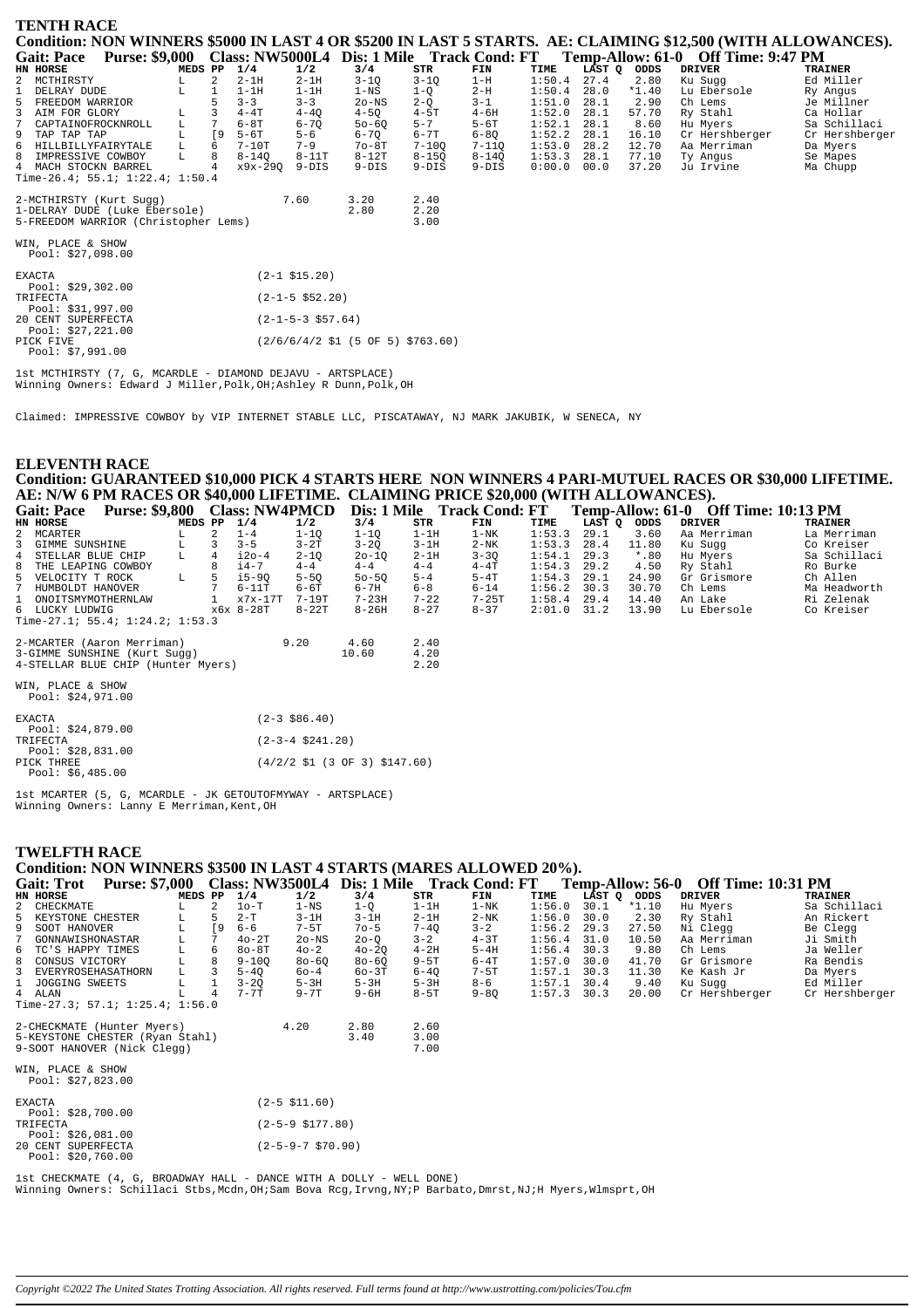## TENTH RACE

**Condition: NON WINNERS \$5000 IN LAST 4 OR \$5200 IN LAST 5 STARTS. AE: CLAIMING \$12,500 (WITH ALLOWANCES).**

**Gait: Pace Purse: \$9,000 Class: NW5000L4 Dis: 1 Mile Track Cond: FT Temp-Allow: 61-0 Off Time: 9:47 PM**

| HN | HORSE | MEDS | PP | 1/4 | 1/2 | 3/4 | STR | FIN | TIME | LAST Q | ODDS | DRIVER | TRAINER |
|---|---|---|---|---|---|---|---|---|---|---|---|---|---|
| 2 | MCTHIRSTY | L | 2 | 2-1H | 2-1H | 3-1Q | 3-1Q | 1-H | 1:50.4 | 27.4 | 2.80 | Ku Sugg | Ed Miller |
| 1 | DELRAY DUDE | L | 1 | 1-1H | 1-1H | 1-NS | 1-Q | 2-H | 1:50.4 | 28.0 | *1.40 | Lu Ebersole | Ry Angus |
| 5 | FREEDOM WARRIOR | | 5 | 3-3 | 3-3 | 2o-NS | 2-Q | 3-1 | 1:51.0 | 28.1 | 2.90 | Ch Lems | Je Millner |
| 3 | AIM FOR GLORY | L | 3 | 4-4T | 4-4Q | 4-5Q | 4-5T | 4-6H | 1:52.0 | 28.1 | 57.70 | Ry Stahl | Ca Hollar |
| 7 | CAPTAINOFROCKNROLL | L | 7 | 6-8T | 6-7Q | 5o-6Q | 5-7 | 5-6T | 1:52.1 | 28.1 | 8.60 | Hu Myers | Sa Schillaci |
| 6 | HILLBILLYFAIRYTALE | L | 6 | 7-10T | 7-9 | 7o-8T | 7-10Q | 7-11Q | 1:53.0 | 28.2 | 12.70 | Aa Merriman | Da Myers |
| 9 | TAP TAP TAP | L | [9 | 5-6T | 5-6 | 6-7Q | 6-7T | 6-8Q | 1:52.2 | 28.1 | 16.10 | Cr Hershberger | Cr Hershberger |
| 8 | IMPRESSIVE COWBOY | L | 8 | 8-14Q | 8-11T | 8-12T | 8-15Q | 8-14Q | 1:53.3 | 28.1 | 77.10 | Ty Angus | Se Mapes |
| 4 | MACH STOCKN BARREL | | 4 | x9x-29Q | 9-DIS | 9-DIS | 9-DIS | 9-DIS | 0:00.0 | 00.0 | 37.20 | Ju Irvine | Ma Chupp |

Time-26.4; 55.1; 1:22.4; 1:50.4

| | | | |
|---|---|---|---|
| 2-MCTHIRSTY (Kurt Sugg) | 7.60 | 3.20 | 2.40 |
| 1-DELRAY DUDE (Luke Ebersole) | | 2.80 | 2.20 |
| 5-FREEDOM WARRIOR (Christopher Lems) | | | 3.00 |

WIN, PLACE & SHOW
Pool: \$27,098.00

| | |
|---|---|
| EXACTA Pool: \$29,302.00 | (2-1 \$15.20) |
| TRIFECTA Pool: \$31,997.00 | (2-1-5 \$52.20) |
| 20 CENT SUPERFECTA Pool: \$27,221.00 | (2-1-5-3 \$57.64) |
| PICK FIVE Pool: \$7,991.00 | (2/6/6/4/2 \$1 (5 OF 5) \$763.60) |

1st MCTHIRSTY (7, G, MCARDLE - DIAMOND DEJAVU - ARTSPLACE)
Winning Owners: Edward J Miller,Polk,OH;Ashley R Dunn,Polk,OH

Claimed: IMPRESSIVE COWBOY by VIP INTERNET STABLE LLC, PISCATAWAY, NJ MARK JAKUBIK, W SENECA, NY

## ELEVENTH RACE

**Condition: GUARANTEED \$10,000 PICK 4 STARTS HERE NON WINNERS 4 PARI-MUTUEL RACES OR \$30,000 LIFETIME. AE: N/W 6 PM RACES OR \$40,000 LIFETIME. CLAIMING PRICE \$20,000 (WITH ALLOWANCES).**

**Gait: Pace Purse: \$9,800 Class: NW4PMCD Dis: 1 Mile Track Cond: FT Temp-Allow: 61-0 Off Time: 10:13 PM**

| HN | HORSE | MEDS | PP | 1/4 | 1/2 | 3/4 | STR | FIN | TIME | LAST Q | ODDS | DRIVER | TRAINER |
|---|---|---|---|---|---|---|---|---|---|---|---|---|---|
| 2 | MCARTER | L | 2 | 1-4 | 1-1Q | 1-1Q | 1-1H | 1-NK | 1:53.3 | 29.1 | 3.60 | Aa Merriman | La Merriman |
| 3 | GIMME SUNSHINE | L | 3 | 3-5 | 3-2T | 3-2Q | 3-1H | 2-NK | 1:53.3 | 28.4 | 11.80 | Ku Sugg | Co Kreiser |
| 4 | STELLAR BLUE CHIP | L | 4 | i2o-4 | 2-1Q | 2o-1Q | 2-1H | 3-3Q | 1:54.1 | 29.3 | *.80 | Hu Myers | Sa Schillaci |
| 8 | THE LEAPING COWBOY | | 8 | i4-7 | 4-4 | 4-4 | 4-4 | 4-4T | 1:54.3 | 29.2 | 4.50 | Ry Stahl | Ro Burke |
| 5 | VELOCITY T ROCK | L | 5 | i5-9Q | 5-5Q | 5o-5Q | 5-4 | 5-4T | 1:54.3 | 29.1 | 24.90 | Gr Grismore | Ch Allen |
| 7 | HUMBOLDT HANOVER | | 7 | 6-11T | 6-6T | 6-7H | 6-8 | 6-14 | 1:56.2 | 30.3 | 30.70 | Ch Lems | Ma Headworth |
| 1 | ONOITSMYMOTHERNLAW | | 1 | x7x-17T | 7-19T | 7-23H | 7-22 | 7-25T | 1:58.4 | 29.4 | 14.40 | An Lake | Ri Zelenak |
| 6 | LUCKY LUDWIG | | x6x | 8-28T | 8-22T | 8-26H | 8-27 | 8-37 | 2:01.0 | 31.2 | 13.90 | Lu Ebersole | Co Kreiser |

Time-27.1; 55.4; 1:24.2; 1:53.3

| | | | |
|---|---|---|---|
| 2-MCARTER (Aaron Merriman) | 9.20 | 4.60 | 2.40 |
| 3-GIMME SUNSHINE (Kurt Sugg) | | 10.60 | 4.20 |
| 4-STELLAR BLUE CHIP (Hunter Myers) | | | 2.20 |

WIN, PLACE & SHOW
Pool: \$24,971.00

| | |
|---|---|
| EXACTA Pool: \$24,879.00 | (2-3 \$86.40) |
| TRIFECTA Pool: \$28,831.00 | (2-3-4 \$241.20) |
| PICK THREE Pool: \$6,485.00 | (4/2/2 \$1 (3 OF 3) \$147.60) |

1st MCARTER (5, G, MCARDLE - JK GETOUTOFMYWAY - ARTSPLACE)
Winning Owners: Lanny E Merriman,Kent,OH

## TWELFTH RACE

**Condition: NON WINNERS \$3500 IN LAST 4 STARTS (MARES ALLOWED 20%).**

**Gait: Trot Purse: \$7,000 Class: NW3500L4 Dis: 1 Mile Track Cond: FT Temp-Allow: 56-0 Off Time: 10:31 PM**

| HN | HORSE | MEDS | PP | 1/4 | 1/2 | 3/4 | STR | FIN | TIME | LAST Q | ODDS | DRIVER | TRAINER |
|---|---|---|---|---|---|---|---|---|---|---|---|---|---|
| 2 | CHECKMATE | L | 2 | 1o-T | 1-NS | 1-Q | 1-1H | 1-NK | 1:56.0 | 30.1 | *1.10 | Hu Myers | Sa Schillaci |
| 5 | KEYSTONE CHESTER | L | 5 | 2-T | 3-1H | 3-1H | 2-1H | 2-NK | 1:56.0 | 30.0 | 2.30 | Ry Stahl | An Rickert |
| 9 | SOOT HANOVER | L | [9 | 6-6 | 7-5T | 7o-5 | 7-4Q | 3-2 | 1:56.2 | 29.3 | 27.50 | Ni Clegg | Be Clegg |
| 7 | GONNAWISHONASTAR | L | 7 | 4o-2T | 2o-NS | 2o-Q | 3-2 | 4-3T | 1:56.4 | 31.0 | 10.50 | Aa Merriman | Ji Smith |
| 6 | TC'S HAPPY TIMES | L | 6 | 8o-8T | 4o-2 | 4o-2Q | 4-2H | 5-4H | 1:56.4 | 30.3 | 9.80 | Ch Lems | Ja Weller |
| 8 | CONSUS VICTORY | L | 8 | 9-10Q | 8o-6Q | 8o-6Q | 9-5T | 6-4T | 1:57.0 | 30.0 | 41.70 | Gr Grismore | Ra Bendis |
| 3 | EVERYROSEHASATHORN | L | 3 | 5-4Q | 6o-4 | 6o-3T | 6-4Q | 7-5T | 1:57.1 | 30.3 | 11.30 | Ke Kash Jr | Da Myers |
| 1 | JOGGING SWEETS | L | 1 | 3-2Q | 5-3H | 5-3H | 5-3H | 8-6 | 1:57.1 | 30.4 | 9.40 | Ku Sugg | Ed Miller |
| 4 | ALAN | L | 4 | 7-7T | 9-7T | 9-6H | 8-5T | 9-8Q | 1:57.3 | 30.3 | 20.00 | Cr Hershberger | Cr Hershberger |

Time-27.3; 57.1; 1:25.4; 1:56.0

| | | | |
|---|---|---|---|
| 2-CHECKMATE (Hunter Myers) | 4.20 | 2.80 | 2.60 |
| 5-KEYSTONE CHESTER (Ryan Stahl) | | 3.40 | 3.00 |
| 9-SOOT HANOVER (Nick Clegg) | | | 7.00 |

WIN, PLACE & SHOW
Pool: \$27,823.00

| | |
|---|---|
| EXACTA Pool: \$28,700.00 | (2-5 \$11.60) |
| TRIFECTA Pool: \$26,081.00 | (2-5-9 \$177.80) |
| 20 CENT SUPERFECTA Pool: \$20,760.00 | (2-5-9-7 \$70.90) |

1st CHECKMATE (4, G, BROADWAY HALL - DANCE WITH A DOLLY - WELL DONE)
Winning Owners: Schillaci Stbs,Mcdn,OH;Sam Bova Rcg,Irvng,NY;P Barbato,Dmrst,NJ;H Myers,Wlmsprt,OH

Copyright ©2022 The United States Trotting Association. All rights reserved. Full terms found at http://www.ustrotting.com/policies/Tou.cfm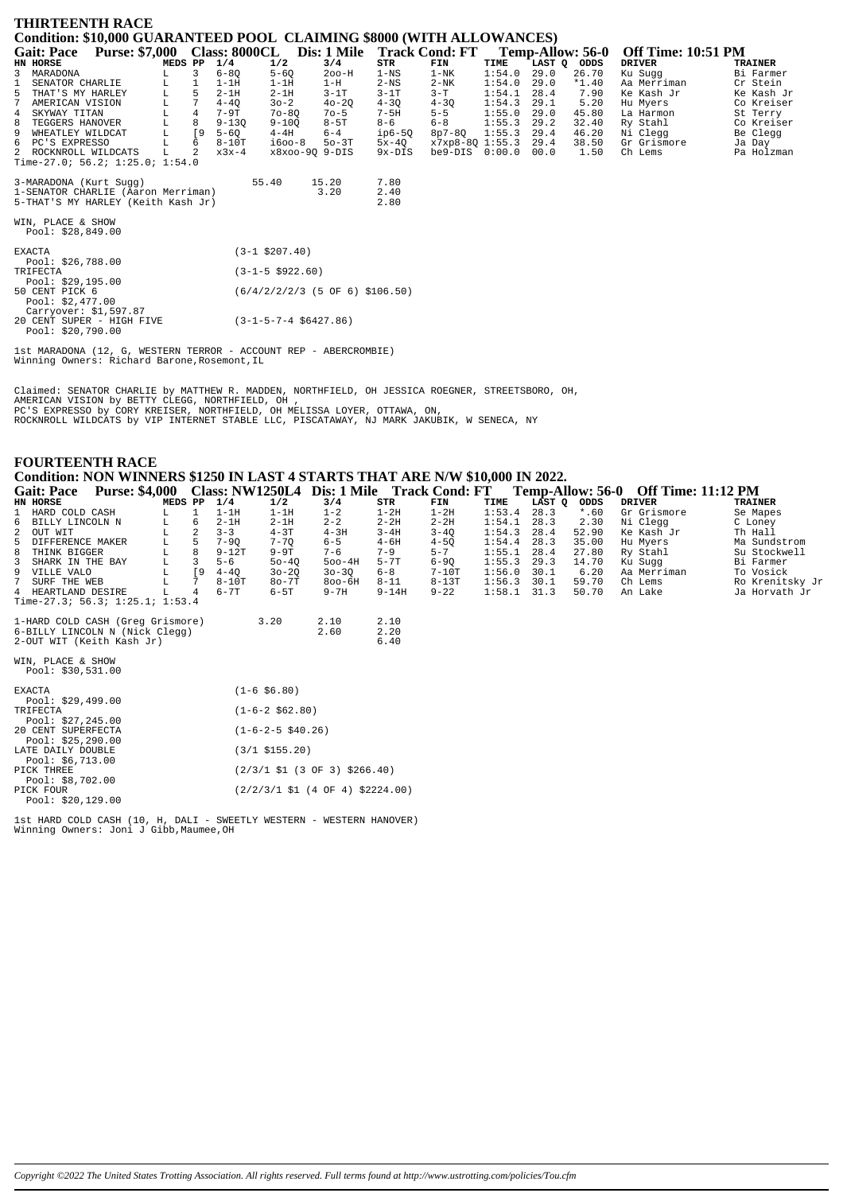## THIRTEENTH RACE

### Condition: $10,000 GUARANTEED POOL CLAIMING $8000 (WITH ALLOWANCES)

**Gait: Pace** **Purse: $7,000** **Class: 8000CL** **Dis: 1 Mile** **Track Cond: FT** **Temp-Allow: 56-0** **Off Time: 10:51 PM**

| HN | HORSE | MEDS | PP | 1/4 | 1/2 | 3/4 | STR | FIN | TIME | LAST Q | ODDS | DRIVER | TRAINER |
|---|---|---|---|---|---|---|---|---|---|---|---|---|---|
| 3 | MARADONA | L | 3 | 6-8Q | 5-6Q | 2oo-H | 1-NS | 1-NK | 1:54.0 | 29.0 | 26.70 | Ku Sugg | Bi Farmer |
| 1 | SENATOR CHARLIE | L | 1 | 1-1H | 1-1H | 1-H | 2-NS | 2-NK | 1:54.0 | 29.0 | *1.40 | Aa Merriman | Cr Stein |
| 5 | THAT'S MY HARLEY | L | 5 | 2-1H | 2-1H | 3-1T | 3-1T | 3-T | 1:54.1 | 28.4 | 7.90 | Ke Kash Jr | Ke Kash Jr |
| 7 | AMERICAN VISION | L | 7 | 4-4Q | 3o-2 | 4o-2Q | 4-3Q | 4-3Q | 1:54.3 | 29.1 | 5.20 | Hu Myers | Co Kreiser |
| 4 | SKYWAY TITAN | L | 4 | 7-9T | 7o-8Q | 7o-5 | 7-5H | 5-5 | 1:55.0 | 29.0 | 45.80 | La Harmon | St Terry |
| 8 | TEGGERS HANOVER | L | 8 | 9-13Q | 9-10Q | 8-5T | 8-6 | 6-8 | 1:55.3 | 29.2 | 32.40 | Ry Stahl | Co Kreiser |
| 9 | WHEATLEY WILDCAT | L | [9 | 5-6Q | 4-4H | 6-4 | ip6-5Q | 8p7-8Q | 1:55.3 | 29.4 | 46.20 | Ni Clegg | Be Clegg |
| 6 | PC'S EXPRESSO | L | 6 | 8-10T | i6oo-8 | 5o-3T | 5x-4Q | x7xp8-8Q | 1:55.3 | 29.4 | 38.50 | Gr Grismore | Ja Day |
| 2 | ROCKNROLL WILDCATS | L | 2 | x3x-4 | x8xoo-9Q | 9-DIS | 9x-DIS | be9-DIS | 0:00.0 | 00.0 | 1.50 | Ch Lems | Pa Holzman |

Time-27.0; 56.2; 1:25.0; 1:54.0

| | | | |
|---|---|---|---|
| 3-MARADONA (Kurt Sugg) | 55.40 | 15.20 | 7.80 |
| 1-SENATOR CHARLIE (Aaron Merriman) | | 3.20 | 2.40 |
| 5-THAT'S MY HARLEY (Keith Kash Jr) | | | 2.80 |

WIN, PLACE & SHOW
Pool: $28,849.00

EXACTA (3-1 $207.40)
Pool: $26,788.00
TRIFECTA (3-1-5 $922.60)
Pool: $29,195.00
50 CENT PICK 6 (6/4/2/2/2/3 (5 OF 6) $106.50)
Pool: $2,477.00
Carryover: $1,597.87
20 CENT SUPER - HIGH FIVE (3-1-5-7-4 $6427.86)
Pool: $20,790.00

1st MARADONA (12, G, WESTERN TERROR - ACCOUNT REP - ABERCROMBIE)
Winning Owners: Richard Barone,Rosemont,IL

Claimed: SENATOR CHARLIE by MATTHEW R. MADDEN, NORTHFIELD, OH JESSICA ROEGNER, STREETSBORO, OH,
AMERICAN VISION by BETTY CLEGG, NORTHFIELD, OH ,
PC'S EXPRESSO by CORY KREISER, NORTHFIELD, OH MELISSA LOYER, OTTAWA, ON,
ROCKNROLL WILDCATS by VIP INTERNET STABLE LLC, PISCATAWAY, NJ MARK JAKUBIK, W SENECA, NY

## FOURTEENTH RACE

### Condition: NON WINNERS $1250 IN LAST 4 STARTS THAT ARE N/W $10,000 IN 2022.

**Gait: Pace** **Purse: $4,000** **Class: NW1250L4** **Dis: 1 Mile** **Track Cond: FT** **Temp-Allow: 56-0** **Off Time: 11:12 PM**

| HN | HORSE | MEDS | PP | 1/4 | 1/2 | 3/4 | STR | FIN | TIME | LAST Q | ODDS | DRIVER | TRAINER |
|---|---|---|---|---|---|---|---|---|---|---|---|---|---|
| 1 | HARD COLD CASH | L | 1 | 1-1H | 1-1H | 1-2 | 1-2H | 1-2H | 1:53.4 | 28.3 | *.60 | Gr Grismore | Se Mapes |
| 6 | BILLY LINCOLN N | L | 6 | 2-1H | 2-1H | 2-2 | 2-2H | 2-2H | 1:54.1 | 28.3 | 2.30 | Ni Clegg | C Loney |
| 2 | OUT WIT | L | 2 | 3-3 | 4-3T | 4-3H | 3-4H | 3-4Q | 1:54.3 | 28.4 | 52.90 | Ke Kash Jr | Th Hall |
| 5 | DIFFERENCE MAKER | L | 5 | 7-9Q | 7-7Q | 6-5 | 4-6H | 4-5Q | 1:54.4 | 28.3 | 35.00 | Hu Myers | Ma Sundstrom |
| 8 | THINK BIGGER | L | 8 | 9-12T | 9-9T | 7-6 | 7-9 | 5-7 | 1:55.1 | 28.4 | 27.80 | Ry Stahl | Su Stockwell |
| 3 | SHARK IN THE BAY | L | 3 | 5-6 | 5o-4Q | 5oo-4H | 5-7T | 6-9Q | 1:55.3 | 29.3 | 14.70 | Ku Sugg | Bi Farmer |
| 9 | VILLE VALO | L | [9 | 4-4Q | 3o-2Q | 3o-3Q | 6-8 | 7-10T | 1:56.0 | 30.1 | 6.20 | Aa Merriman | To Vosick |
| 7 | SURF THE WEB | L | 7 | 8-10T | 8o-7T | 8oo-6H | 8-11 | 8-13T | 1:56.3 | 30.1 | 59.70 | Ch Lems | Ro Krenitsky Jr |
| 4 | HEARTLAND DESIRE | L | 4 | 6-7T | 6-5T | 9-7H | 9-14H | 9-22 | 1:58.1 | 31.3 | 50.70 | An Lake | Ja Horvath Jr |

Time-27.3; 56.3; 1:25.1; 1:53.4

| | | | |
|---|---|---|---|
| 1-HARD COLD CASH (Greg Grismore) | 3.20 | 2.10 | 2.10 |
| 6-BILLY LINCOLN N (Nick Clegg) | | 2.60 | 2.20 |
| 2-OUT WIT (Keith Kash Jr) | | | 6.40 |

WIN, PLACE & SHOW
Pool: $30,531.00

EXACTA (1-6 $6.80)
Pool: $29,499.00
TRIFECTA (1-6-2 $62.80)
Pool: $27,245.00
20 CENT SUPERFECTA (1-6-2-5 $40.26)
Pool: $25,290.00
LATE DAILY DOUBLE (3/1 $155.20)
Pool: $6,713.00
PICK THREE (2/3/1 $1 (3 OF 3) $266.40)
Pool: $8,702.00
PICK FOUR (2/2/3/1 $1 (4 OF 4) $2224.00)
Pool: $20,129.00

1st HARD COLD CASH (10, H, DALI - SWEETLY WESTERN - WESTERN HANOVER)
Winning Owners: Joni J Gibb,Maumee,OH